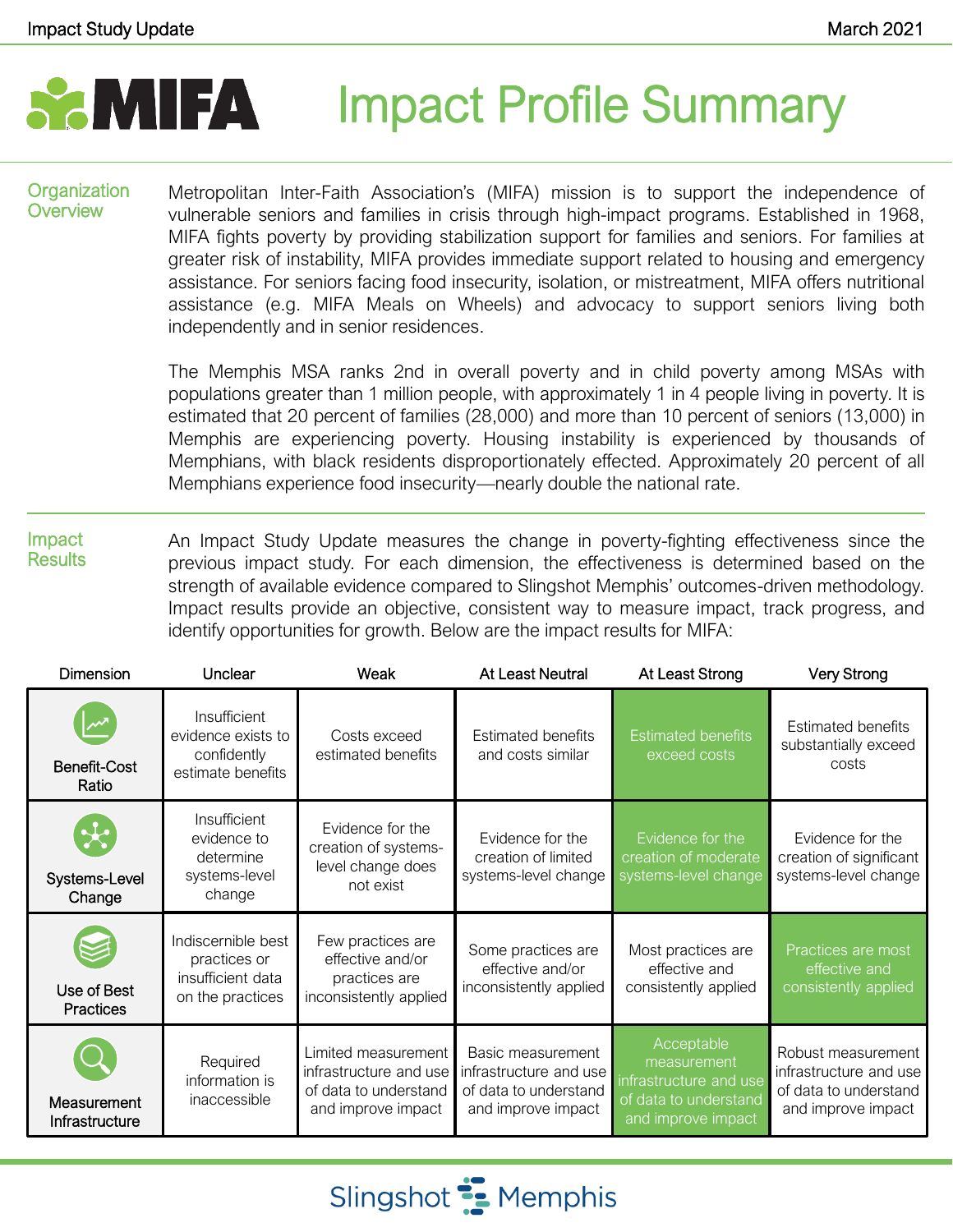Impact Study Update — March 2021

# MIFA Impact Profile Summary

## Organization Overview

Metropolitan Inter-Faith Association's (MIFA) mission is to support the independence of vulnerable seniors and families in crisis through high-impact programs. Established in 1968, MIFA fights poverty by providing stabilization support for families and seniors. For families at greater risk of instability, MIFA provides immediate support related to housing and emergency assistance. For seniors facing food insecurity, isolation, or mistreatment, MIFA offers nutritional assistance (e.g. MIFA Meals on Wheels) and advocacy to support seniors living both independently and in senior residences.

The Memphis MSA ranks 2nd in overall poverty and in child poverty among MSAs with populations greater than 1 million people, with approximately 1 in 4 people living in poverty. It is estimated that 20 percent of families (28,000) and more than 10 percent of seniors (13,000) in Memphis are experiencing poverty. Housing instability is experienced by thousands of Memphians, with black residents disproportionately effected. Approximately 20 percent of all Memphians experience food insecurity—nearly double the national rate.

## Impact Results

An Impact Study Update measures the change in poverty-fighting effectiveness since the previous impact study. For each dimension, the effectiveness is determined based on the strength of available evidence compared to Slingshot Memphis' outcomes-driven methodology. Impact results provide an objective, consistent way to measure impact, track progress, and identify opportunities for growth. Below are the impact results for MIFA:

| Dimension | Unclear | Weak | At Least Neutral | At Least Strong | Very Strong |
|---|---|---|---|---|---|
| Benefit-Cost Ratio | Insufficient evidence exists to confidently estimate benefits | Costs exceed estimated benefits | Estimated benefits and costs similar | **Estimated benefits exceed costs** | Estimated benefits substantially exceed costs |
| Systems-Level Change | Insufficient evidence to determine systems-level change | Evidence for the creation of systems-level change does not exist | Evidence for the creation of limited systems-level change | **Evidence for the creation of moderate systems-level change** | Evidence for the creation of significant systems-level change |
| Use of Best Practices | Indiscernible best practices or insufficient data on the practices | Few practices are effective and/or practices are inconsistently applied | Some practices are effective and/or inconsistently applied | Most practices are effective and consistently applied | **Practices are most effective and consistently applied** |
| Measurement Infrastructure | Required information is inaccessible | Limited measurement infrastructure and use of data to understand and improve impact | Basic measurement infrastructure and use of data to understand and improve impact | **Acceptable measurement infrastructure and use of data to understand and improve impact** | Robust measurement infrastructure and use of data to understand and improve impact |

Slingshot Memphis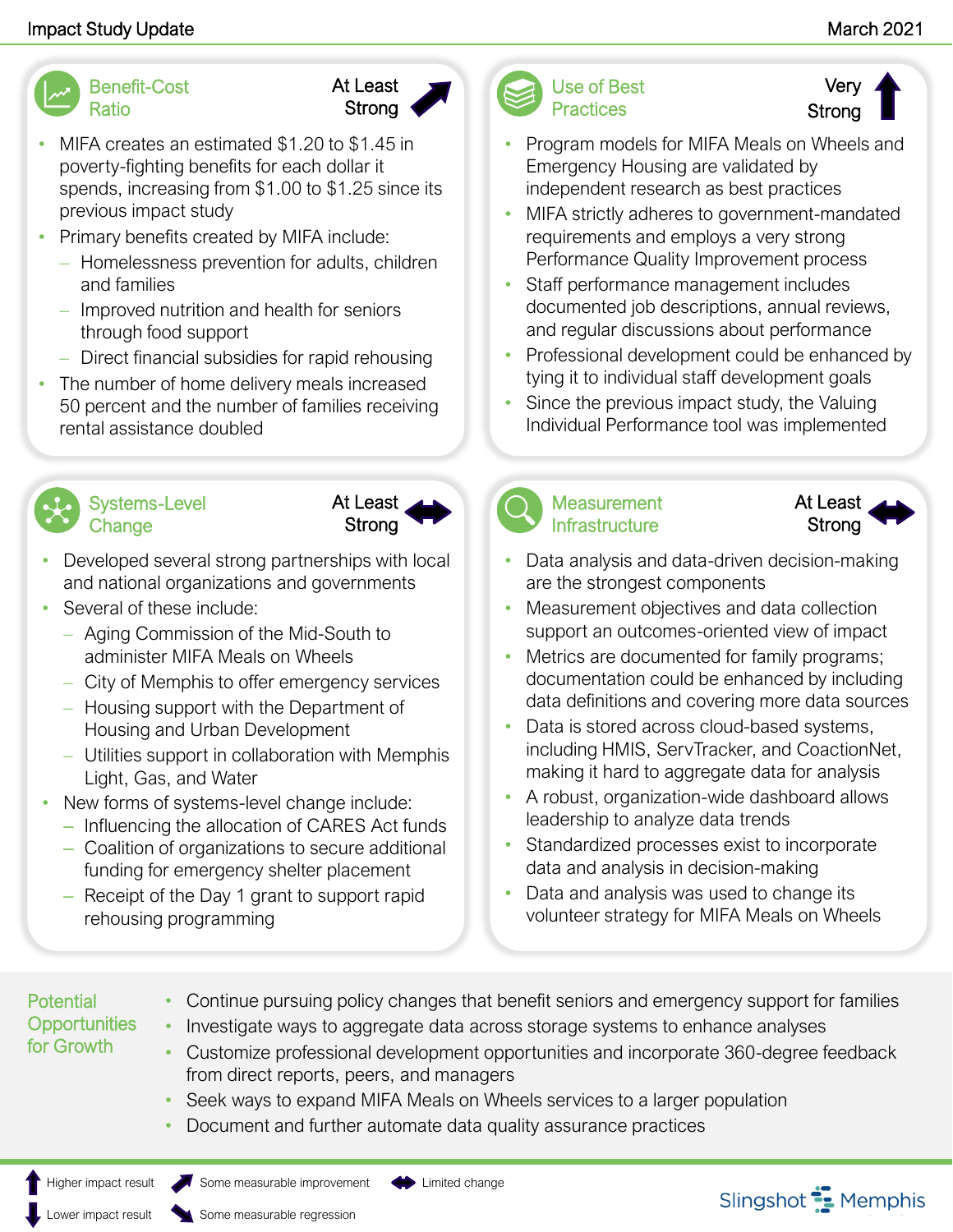Impact Study Update — March 2021

## Benefit-Cost Ratio

**At Least Strong** (Some measurable improvement)

- MIFA creates an estimated $1.20 to $1.45 in poverty-fighting benefits for each dollar it spends, increasing from $1.00 to $1.25 since its previous impact study
- Primary benefits created by MIFA include:
  - Homelessness prevention for adults, children and families
  - Improved nutrition and health for seniors through food support
  - Direct financial subsidies for rapid rehousing
- The number of home delivery meals increased 50 percent and the number of families receiving rental assistance doubled

## Use of Best Practices

**Very Strong** (Higher impact result)

- Program models for MIFA Meals on Wheels and Emergency Housing are validated by independent research as best practices
- MIFA strictly adheres to government-mandated requirements and employs a very strong Performance Quality Improvement process
- Staff performance management includes documented job descriptions, annual reviews, and regular discussions about performance
- Professional development could be enhanced by tying it to individual staff development goals
- Since the previous impact study, the Valuing Individual Performance tool was implemented

## Systems-Level Change

**At Least Strong** (Limited change)

- Developed several strong partnerships with local and national organizations and governments
- Several of these include:
  - Aging Commission of the Mid-South to administer MIFA Meals on Wheels
  - City of Memphis to offer emergency services
  - Housing support with the Department of Housing and Urban Development
  - Utilities support in collaboration with Memphis Light, Gas, and Water
- New forms of systems-level change include:
  - Influencing the allocation of CARES Act funds
  - Coalition of organizations to secure additional funding for emergency shelter placement
  - Receipt of the Day 1 grant to support rapid rehousing programming

## Measurement Infrastructure

**At Least Strong** (Limited change)

- Data analysis and data-driven decision-making are the strongest components
- Measurement objectives and data collection support an outcomes-oriented view of impact
- Metrics are documented for family programs; documentation could be enhanced by including data definitions and covering more data sources
- Data is stored across cloud-based systems, including HMIS, ServTracker, and CoactionNet, making it hard to aggregate data for analysis
- A robust, organization-wide dashboard allows leadership to analyze data trends
- Standardized processes exist to incorporate data and analysis in decision-making
- Data and analysis was used to change its volunteer strategy for MIFA Meals on Wheels

## Potential Opportunities for Growth

- Continue pursuing policy changes that benefit seniors and emergency support for families
- Investigate ways to aggregate data across storage systems to enhance analyses
- Customize professional development opportunities and incorporate 360-degree feedback from direct reports, peers, and managers
- Seek ways to expand MIFA Meals on Wheels services to a larger population
- Document and further automate data quality assurance practices

Legend: Higher impact result · Lower impact result · Some measurable improvement · Some measurable regression · Limited change

Slingshot Memphis